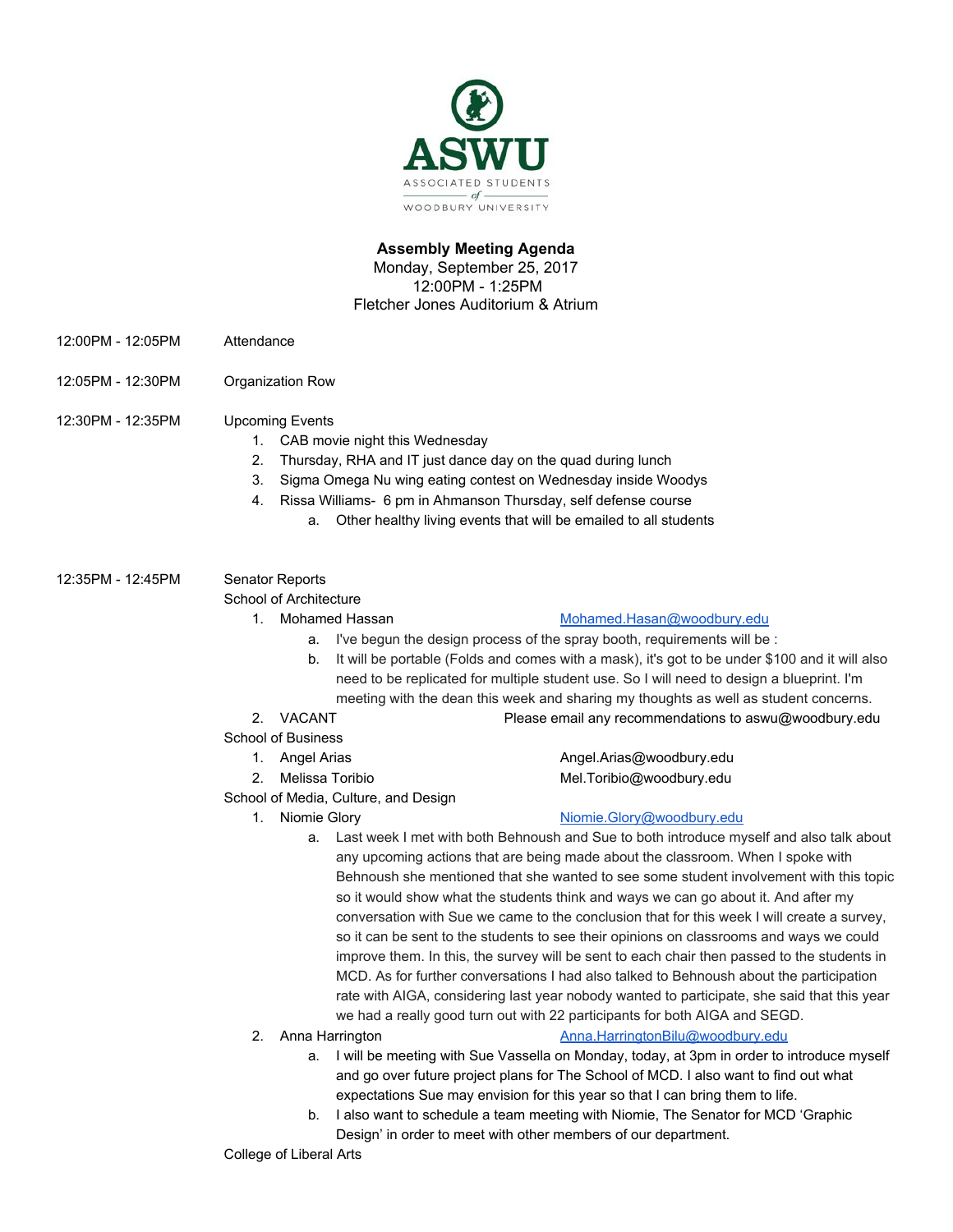ASWU

ASSOCIATED STUDENTS of WOODBURY UNIVERSITY

**Assembly Meeting Agenda**
Monday, September 25, 2017
12:00PM - 1:25PM
Fletcher Jones Auditorium & Atrium

12:00PM - 12:05PM Attendance

12:05PM - 12:30PM Organization Row

12:30PM - 12:35PM Upcoming Events

1. CAB movie night this Wednesday
2. Thursday, RHA and IT just dance day on the quad during lunch
3. Sigma Omega Nu wing eating contest on Wednesday inside Woodys
4. Rissa Williams- 6 pm in Ahmanson Thursday, self defense course
   a. Other healthy living events that will be emailed to all students

12:35PM - 12:45PM Senator Reports

School of Architecture

1. Mohamed Hassan Mohamed.Hasan@woodbury.edu
   a. I've begun the design process of the spray booth, requirements will be :
   b. It will be portable (Folds and comes with a mask), it's got to be under $100 and it will also need to be replicated for multiple student use. So I will need to design a blueprint. I'm meeting with the dean this week and sharing my thoughts as well as student concerns.
2. VACANT Please email any recommendations to aswu@woodbury.edu

School of Business

1. Angel Arias Angel.Arias@woodbury.edu
2. Melissa Toribio Mel.Toribio@woodbury.edu

School of Media, Culture, and Design

1. Niomie Glory Niomie.Glory@woodbury.edu
   a. Last week I met with both Behnoush and Sue to both introduce myself and also talk about any upcoming actions that are being made about the classroom. When I spoke with Behnoush she mentioned that she wanted to see some student involvement with this topic so it would show what the students think and ways we can go about it. And after my conversation with Sue we came to the conclusion that for this week I will create a survey, so it can be sent to the students to see their opinions on classrooms and ways we could improve them. In this, the survey will be sent to each chair then passed to the students in MCD. As for further conversations I had also talked to Behnoush about the participation rate with AIGA, considering last year nobody wanted to participate, she said that this year we had a really good turn out with 22 participants for both AIGA and SEGD.
2. Anna Harrington Anna.HarringtonBilu@woodbury.edu
   a. I will be meeting with Sue Vassella on Monday, today, at 3pm in order to introduce myself and go over future project plans for The School of MCD. I also want to find out what expectations Sue may envision for this year so that I can bring them to life.
   b. I also want to schedule a team meeting with Niomie, The Senator for MCD 'Graphic Design' in order to meet with other members of our department.

College of Liberal Arts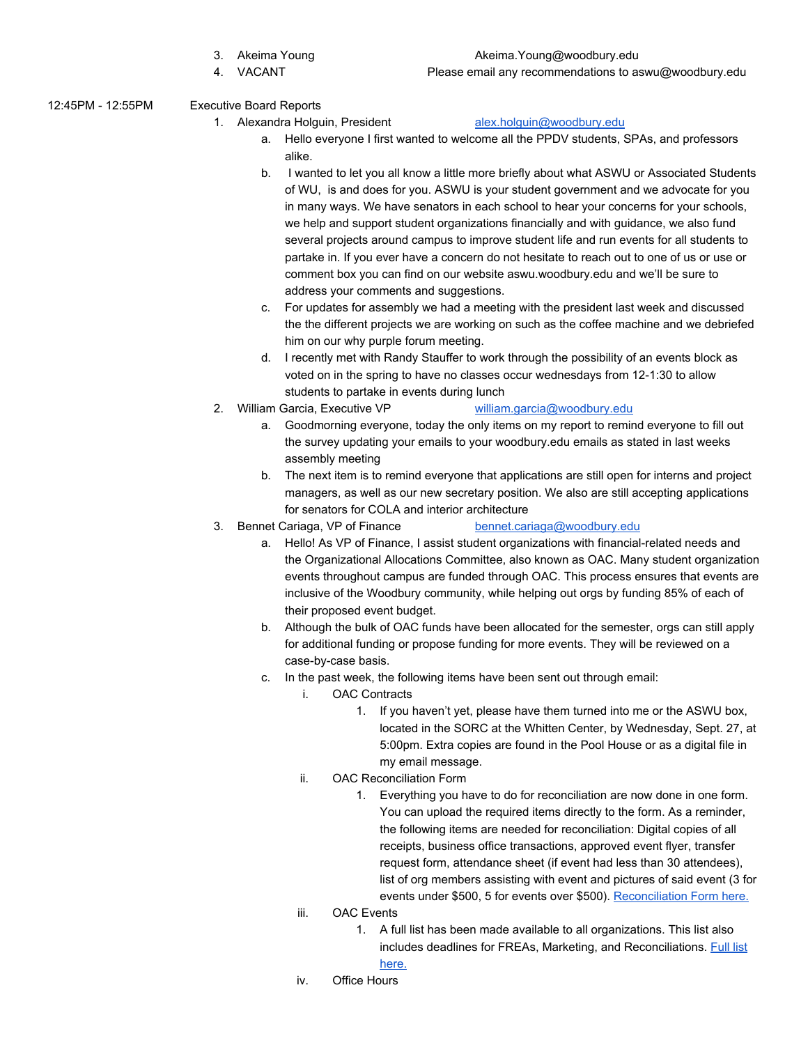3. Akeima Young — Akeima.Young@woodbury.edu
4. VACANT — Please email any recommendations to aswu@woodbury.edu

12:45PM - 12:55PM Executive Board Reports

1. Alexandra Holguin, President — [alex.holguin@woodbury.edu](mailto:alex.holguin@woodbury.edu)
   a. Hello everyone I first wanted to welcome all the PPDV students, SPAs, and professors alike.
   b. I wanted to let you all know a little more briefly about what ASWU or Associated Students of WU, is and does for you. ASWU is your student government and we advocate for you in many ways. We have senators in each school to hear your concerns for your schools, we help and support student organizations financially and with guidance, we also fund several projects around campus to improve student life and run events for all students to partake in. If you ever have a concern do not hesitate to reach out to one of us or use or comment box you can find on our website aswu.woodbury.edu and we'll be sure to address your comments and suggestions.
   c. For updates for assembly we had a meeting with the president last week and discussed the the different projects we are working on such as the coffee machine and we debriefed him on our why purple forum meeting.
   d. I recently met with Randy Stauffer to work through the possibility of an events block as voted on in the spring to have no classes occur wednesdays from 12-1:30 to allow students to partake in events during lunch
2. William Garcia, Executive VP — [william.garcia@woodbury.edu](mailto:william.garcia@woodbury.edu)
   a. Goodmorning everyone, today the only items on my report to remind everyone to fill out the survey updating your emails to your woodbury.edu emails as stated in last weeks assembly meeting
   b. The next item is to remind everyone that applications are still open for interns and project managers, as well as our new secretary position. We also are still accepting applications for senators for COLA and interior architecture
3. Bennet Cariaga, VP of Finance — [bennet.cariaga@woodbury.edu](mailto:bennet.cariaga@woodbury.edu)
   a. Hello! As VP of Finance, I assist student organizations with financial-related needs and the Organizational Allocations Committee, also known as OAC. Many student organization events throughout campus are funded through OAC. This process ensures that events are inclusive of the Woodbury community, while helping out orgs by funding 85% of each of their proposed event budget.
   b. Although the bulk of OAC funds have been allocated for the semester, orgs can still apply for additional funding or propose funding for more events. They will be reviewed on a case-by-case basis.
   c. In the past week, the following items have been sent out through email:
      i. OAC Contracts
         1. If you haven't yet, please have them turned into me or the ASWU box, located in the SORC at the Whitten Center, by Wednesday, Sept. 27, at 5:00pm. Extra copies are found in the Pool House or as a digital file in my email message.
      ii. OAC Reconciliation Form
         1. Everything you have to do for reconciliation are now done in one form. You can upload the required items directly to the form. As a reminder, the following items are needed for reconciliation: Digital copies of all receipts, business office transactions, approved event flyer, transfer request form, attendance sheet (if event had less than 30 attendees), list of org members assisting with event and pictures of said event (3 for events under $500, 5 for events over $500). Reconciliation Form here.
      iii. OAC Events
         1. A full list has been made available to all organizations. This list also includes deadlines for FREAs, Marketing, and Reconciliations. Full list here.
      iv. Office Hours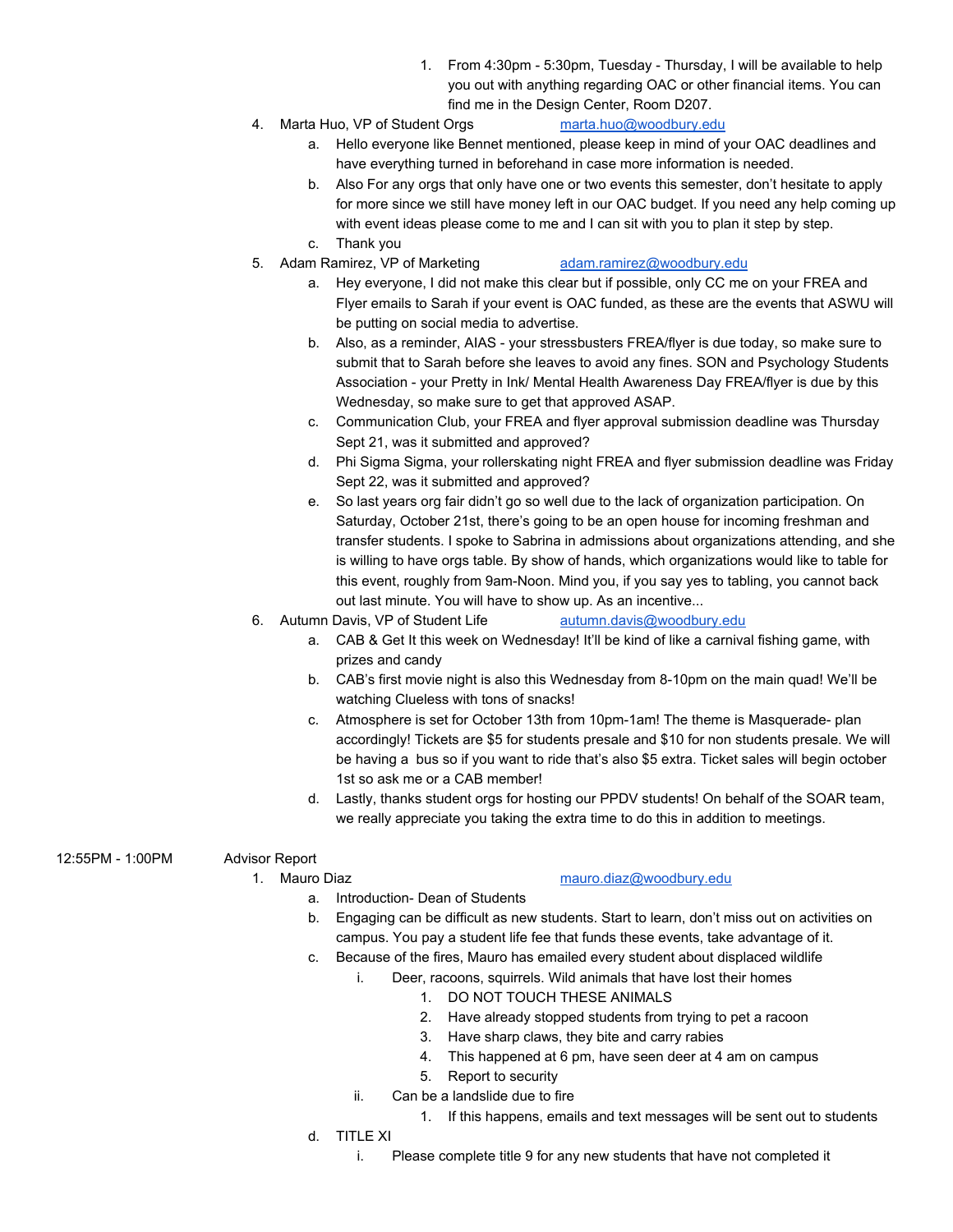1. From 4:30pm - 5:30pm, Tuesday - Thursday, I will be available to help you out with anything regarding OAC or other financial items. You can find me in the Design Center, Room D207.

4. Marta Huo, VP of Student Orgs marta.huo@woodbury.edu
    a. Hello everyone like Bennet mentioned, please keep in mind of your OAC deadlines and have everything turned in beforehand in case more information is needed.
    b. Also For any orgs that only have one or two events this semester, don't hesitate to apply for more since we still have money left in our OAC budget. If you need any help coming up with event ideas please come to me and I can sit with you to plan it step by step.
    c. Thank you
5. Adam Ramirez, VP of Marketing adam.ramirez@woodbury.edu
    a. Hey everyone, I did not make this clear but if possible, only CC me on your FREA and Flyer emails to Sarah if your event is OAC funded, as these are the events that ASWU will be putting on social media to advertise.
    b. Also, as a reminder, AIAS - your stressbusters FREA/flyer is due today, so make sure to submit that to Sarah before she leaves to avoid any fines. SON and Psychology Students Association - your Pretty in Ink/ Mental Health Awareness Day FREA/flyer is due by this Wednesday, so make sure to get that approved ASAP.
    c. Communication Club, your FREA and flyer approval submission deadline was Thursday Sept 21, was it submitted and approved?
    d. Phi Sigma Sigma, your rollerskating night FREA and flyer submission deadline was Friday Sept 22, was it submitted and approved?
    e. So last years org fair didn't go so well due to the lack of organization participation. On Saturday, October 21st, there's going to be an open house for incoming freshman and transfer students. I spoke to Sabrina in admissions about organizations attending, and she is willing to have orgs table. By show of hands, which organizations would like to table for this event, roughly from 9am-Noon. Mind you, if you say yes to tabling, you cannot back out last minute. You will have to show up. As an incentive...
6. Autumn Davis, VP of Student Life autumn.davis@woodbury.edu
    a. CAB & Get It this week on Wednesday! It'll be kind of like a carnival fishing game, with prizes and candy
    b. CAB's first movie night is also this Wednesday from 8-10pm on the main quad! We'll be watching Clueless with tons of snacks!
    c. Atmosphere is set for October 13th from 10pm-1am! The theme is Masquerade- plan accordingly! Tickets are $5 for students presale and $10 for non students presale. We will be having a bus so if you want to ride that's also $5 extra. Ticket sales will begin october 1st so ask me or a CAB member!
    d. Lastly, thanks student orgs for hosting our PPDV students! On behalf of the SOAR team, we really appreciate you taking the extra time to do this in addition to meetings.

12:55PM - 1:00PM Advisor Report

1. Mauro Diaz mauro.diaz@woodbury.edu
    a. Introduction- Dean of Students
    b. Engaging can be difficult as new students. Start to learn, don't miss out on activities on campus. You pay a student life fee that funds these events, take advantage of it.
    c. Because of the fires, Mauro has emailed every student about displaced wildlife
        i. Deer, racoons, squirrels. Wild animals that have lost their homes
            1. DO NOT TOUCH THESE ANIMALS
            2. Have already stopped students from trying to pet a racoon
            3. Have sharp claws, they bite and carry rabies
            4. This happened at 6 pm, have seen deer at 4 am on campus
            5. Report to security
        ii. Can be a landslide due to fire
            1. If this happens, emails and text messages will be sent out to students
    d. TITLE XI
        i. Please complete title 9 for any new students that have not completed it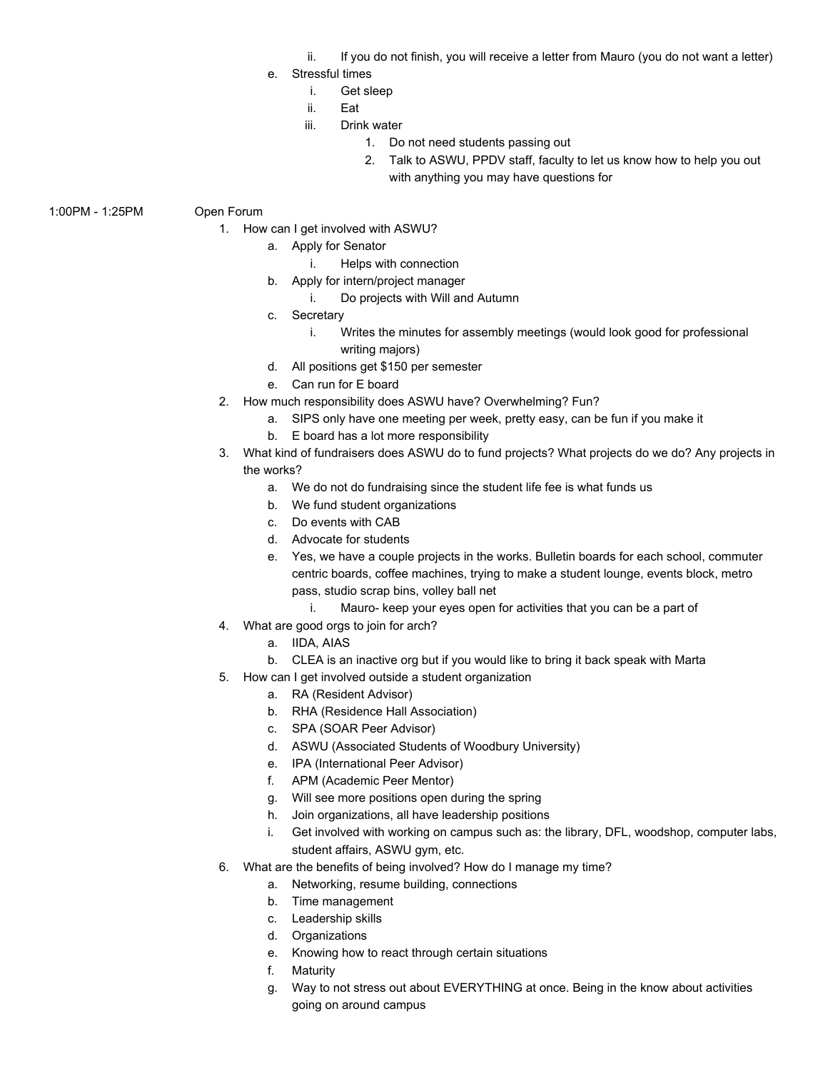- ii. If you do not finish, you will receive a letter from Mauro (you do not want a letter)
- e. Stressful times
  - i. Get sleep
  - ii. Eat
  - iii. Drink water
    1. Do not need students passing out
    2. Talk to ASWU, PPDV staff, faculty to let us know how to help you out with anything you may have questions for

1:00PM - 1:25PM Open Forum

1. How can I get involved with ASWU?
   - a. Apply for Senator
     - i. Helps with connection
   - b. Apply for intern/project manager
     - i. Do projects with Will and Autumn
   - c. Secretary
     - i. Writes the minutes for assembly meetings (would look good for professional writing majors)
   - d. All positions get $150 per semester
   - e. Can run for E board
2. How much responsibility does ASWU have? Overwhelming? Fun?
   - a. SIPS only have one meeting per week, pretty easy, can be fun if you make it
   - b. E board has a lot more responsibility
3. What kind of fundraisers does ASWU do to fund projects? What projects do we do? Any projects in the works?
   - a. We do not do fundraising since the student life fee is what funds us
   - b. We fund student organizations
   - c. Do events with CAB
   - d. Advocate for students
   - e. Yes, we have a couple projects in the works. Bulletin boards for each school, commuter centric boards, coffee machines, trying to make a student lounge, events block, metro pass, studio scrap bins, volley ball net
     - i. Mauro- keep your eyes open for activities that you can be a part of
4. What are good orgs to join for arch?
   - a. IIDA, AIAS
   - b. CLEA is an inactive org but if you would like to bring it back speak with Marta
5. How can I get involved outside a student organization
   - a. RA (Resident Advisor)
   - b. RHA (Residence Hall Association)
   - c. SPA (SOAR Peer Advisor)
   - d. ASWU (Associated Students of Woodbury University)
   - e. IPA (International Peer Advisor)
   - f. APM (Academic Peer Mentor)
   - g. Will see more positions open during the spring
   - h. Join organizations, all have leadership positions
   - i. Get involved with working on campus such as: the library, DFL, woodshop, computer labs, student affairs, ASWU gym, etc.
6. What are the benefits of being involved? How do I manage my time?
   - a. Networking, resume building, connections
   - b. Time management
   - c. Leadership skills
   - d. Organizations
   - e. Knowing how to react through certain situations
   - f. Maturity
   - g. Way to not stress out about EVERYTHING at once. Being in the know about activities going on around campus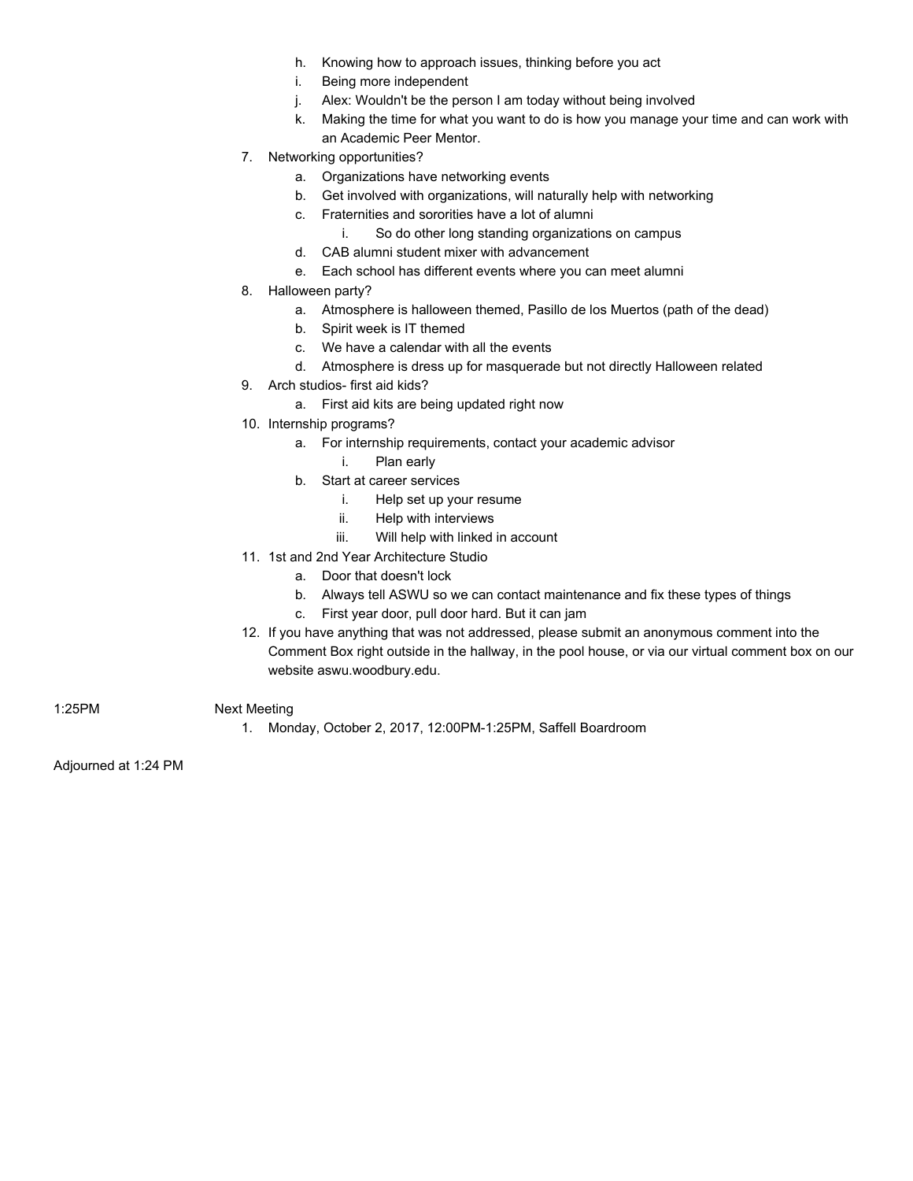h. Knowing how to approach issues, thinking before you act
i. Being more independent
j. Alex: Wouldn't be the person I am today without being involved
k. Making the time for what you want to do is how you manage your time and can work with an Academic Peer Mentor.

7. Networking opportunities?
   a. Organizations have networking events
   b. Get involved with organizations, will naturally help with networking
   c. Fraternities and sororities have a lot of alumni
      i. So do other long standing organizations on campus
   d. CAB alumni student mixer with advancement
   e. Each school has different events where you can meet alumni
8. Halloween party?
   a. Atmosphere is halloween themed, Pasillo de los Muertos (path of the dead)
   b. Spirit week is IT themed
   c. We have a calendar with all the events
   d. Atmosphere is dress up for masquerade but not directly Halloween related
9. Arch studios- first aid kids?
   a. First aid kits are being updated right now
10. Internship programs?
    a. For internship requirements, contact your academic advisor
       i. Plan early
    b. Start at career services
       i. Help set up your resume
       ii. Help with interviews
       iii. Will help with linked in account
11. 1st and 2nd Year Architecture Studio
    a. Door that doesn't lock
    b. Always tell ASWU so we can contact maintenance and fix these types of things
    c. First year door, pull door hard. But it can jam
12. If you have anything that was not addressed, please submit an anonymous comment into the Comment Box right outside in the hallway, in the pool house, or via our virtual comment box on our website aswu.woodbury.edu.

1:25PM Next Meeting

1. Monday, October 2, 2017, 12:00PM-1:25PM, Saffell Boardroom

Adjourned at 1:24 PM